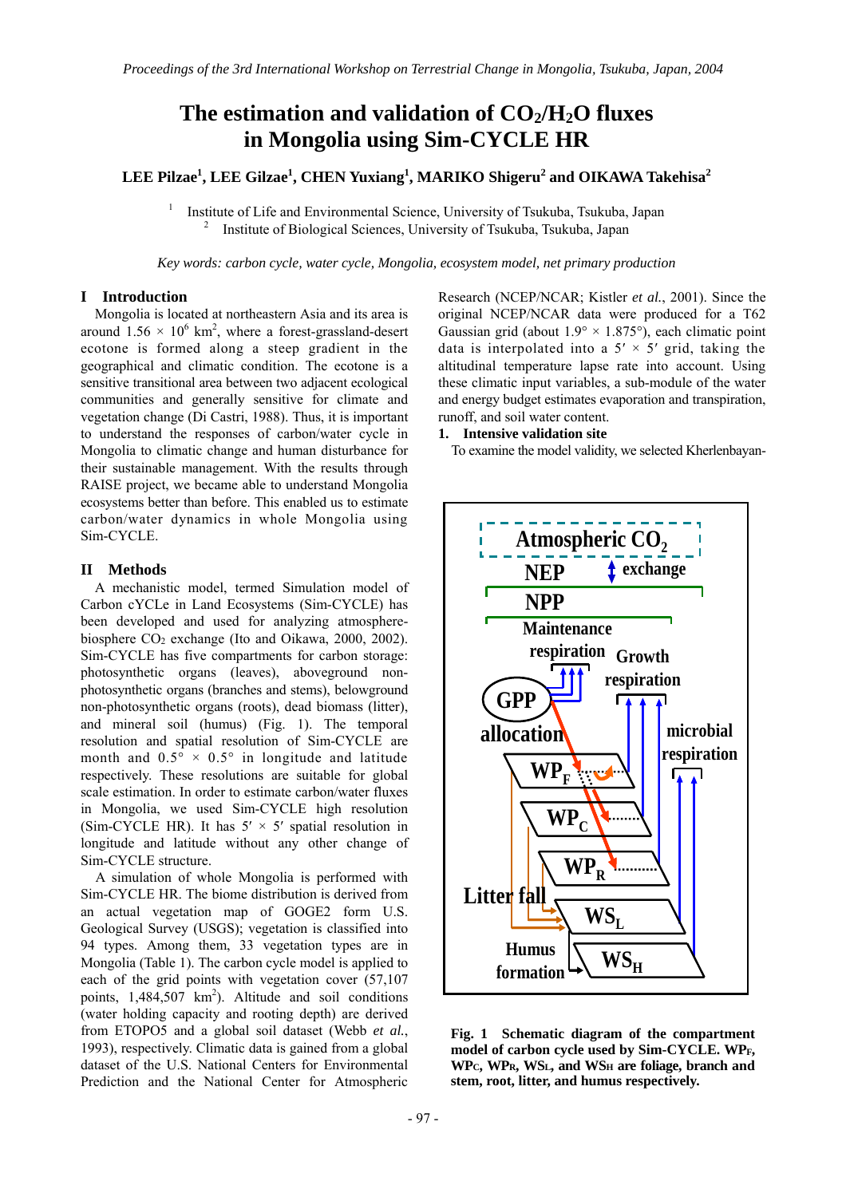# The estimation and validation of $CO_2$/$H_2O$ fluxes in Mongolia using Sim-CYCLE HR

**LEE Pilzae[1], LEE Gilzae[1], CHEN Yuxiang[1], MARIKO Shigeru[2] and OIKAWA Takehisa[2]**

[1] Institute of Life and Environmental Science, University of Tsukuba, Tsukuba, Japan
[2] Institute of Biological Sciences, University of Tsukuba, Tsukuba, Japan

*Key words: carbon cycle, water cycle, Mongolia, ecosystem model, net primary production*

## I Introduction

Mongolia is located at northeastern Asia and its area is around $1.56 \times 10^6$ km$^2$, where a forest-grassland-desert ecotone is formed along a steep gradient in the geographical and climatic condition. The ecotone is a sensitive transitional area between two adjacent ecological communities and generally sensitive for climate and vegetation change (Di Castri, 1988). Thus, it is important to understand the responses of carbon/water cycle in Mongolia to climatic change and human disturbance for their sustainable management. With the results through RAISE project, we became able to understand Mongolia ecosystems better than before. This enabled us to estimate carbon/water dynamics in whole Mongolia using Sim-CYCLE.

## II Methods

A mechanistic model, termed Simulation model of Carbon cYCLe in Land Ecosystems (Sim-CYCLE) has been developed and used for analyzing atmosphere-biosphere $CO_2$ exchange (Ito and Oikawa, 2000, 2002). Sim-CYCLE has five compartments for carbon storage: photosynthetic organs (leaves), aboveground non-photosynthetic organs (branches and stems), belowground non-photosynthetic organs (roots), dead biomass (litter), and mineral soil (humus) (Fig. 1). The temporal resolution and spatial resolution of Sim-CYCLE are month and $0.5° \times 0.5°$ in longitude and latitude respectively. These resolutions are suitable for global scale estimation. In order to estimate carbon/water fluxes in Mongolia, we used Sim-CYCLE high resolution (Sim-CYCLE HR). It has $5' \times 5'$ spatial resolution in longitude and latitude without any other change of Sim-CYCLE structure.

A simulation of whole Mongolia is performed with Sim-CYCLE HR. The biome distribution is derived from an actual vegetation map of GOGE2 form U.S. Geological Survey (USGS); vegetation is classified into 94 types. Among them, 33 vegetation types are in Mongolia (Table 1). The carbon cycle model is applied to each of the grid points with vegetation cover (57,107 points, 1,484,507 km$^2$). Altitude and soil conditions (water holding capacity and rooting depth) are derived from ETOPO5 and a global soil dataset (Webb *et al.*, 1993), respectively. Climatic data is gained from a global dataset of the U.S. National Centers for Environmental Prediction and the National Center for Atmospheric Research (NCEP/NCAR; Kistler *et al.*, 2001). Since the original NCEP/NCAR data were produced for a T62 Gaussian grid (about $1.9° \times 1.875°$), each climatic point data is interpolated into a $5' \times 5'$ grid, taking the altitudinal temperature lapse rate into account. Using these climatic input variables, a sub-module of the water and energy budget estimates evaporation and transpiration, runoff, and soil water content.

### 1. Intensive validation site

To examine the model validity, we selected Kherlenbayan-

**Fig. 1 Schematic diagram of the compartment model of carbon cycle used by Sim-CYCLE. $WP_F$, $WP_C$, $WP_R$, $WS_L$, and $WS_H$ are foliage, branch and stem, root, litter, and humus respectively.**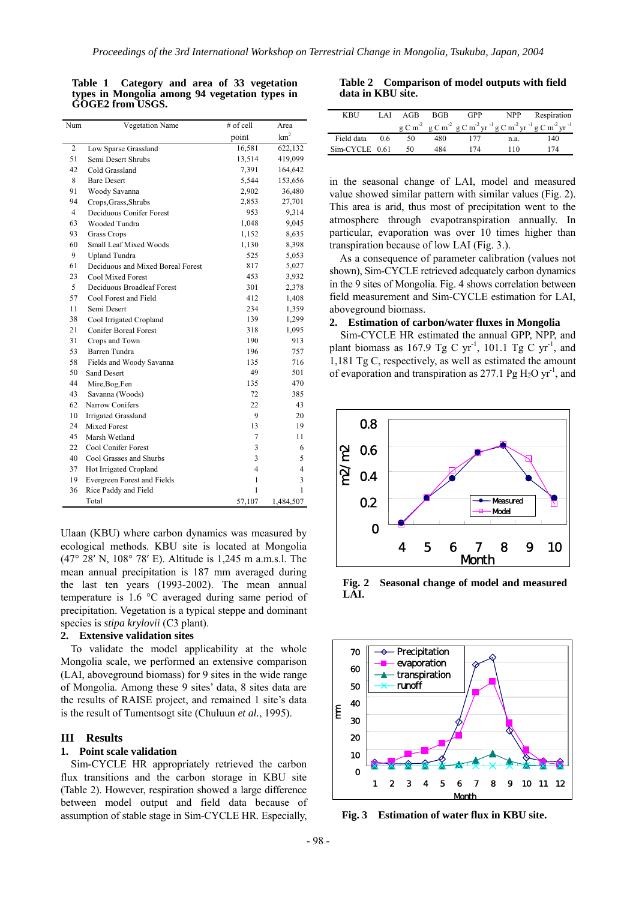**Table 1 Category and area of 33 vegetation types in Mongolia among 94 vegetation types in GOGE2 from USGS.**

| Num | Vegetation Name | # of cell point | Area $km^2$ |
|---|---|---|---|
| 2 | Low Sparse Grassland | 16,581 | 622,132 |
| 51 | Semi Desert Shrubs | 13,514 | 419,099 |
| 42 | Cold Grassland | 7,391 | 164,642 |
| 8 | Bare Desert | 5,544 | 153,656 |
| 91 | Woody Savanna | 2,902 | 36,480 |
| 94 | Crops,Grass,Shrubs | 2,853 | 27,701 |
| 4 | Deciduous Conifer Forest | 953 | 9,314 |
| 63 | Wooded Tundra | 1,048 | 9,045 |
| 93 | Grass Crops | 1,152 | 8,635 |
| 60 | Small Leaf Mixed Woods | 1,130 | 8,398 |
| 9 | Upland Tundra | 525 | 5,053 |
| 61 | Deciduous and Mixed Boreal Forest | 817 | 5,027 |
| 23 | Cool Mixed Forest | 453 | 3,932 |
| 5 | Deciduous Broadleaf Forest | 301 | 2,378 |
| 57 | Cool Forest and Field | 412 | 1,408 |
| 11 | Semi Desert | 234 | 1,359 |
| 38 | Cool Irrigated Cropland | 139 | 1,299 |
| 21 | Conifer Boreal Forest | 318 | 1,095 |
| 31 | Crops and Town | 190 | 913 |
| 53 | Barren Tundra | 196 | 757 |
| 58 | Fields and Woody Savanna | 135 | 716 |
| 50 | Sand Desert | 49 | 501 |
| 44 | Mire,Bog,Fen | 135 | 470 |
| 43 | Savanna (Woods) | 72 | 385 |
| 62 | Narrow Conifers | 22 | 43 |
| 10 | Irrigated Grassland | 9 | 20 |
| 24 | Mixed Forest | 13 | 19 |
| 45 | Marsh Wetland | 7 | 11 |
| 22 | Cool Conifer Forest | 3 | 6 |
| 40 | Cool Grasses and Shurbs | 3 | 5 |
| 37 | Hot Irrigated Cropland | 4 | 4 |
| 19 | Evergreen Forest and Fields | 1 | 3 |
| 36 | Rice Paddy and Field | 1 | 1 |
| | Total | 57,107 | 1,484,507 |

Ulaan (KBU) where carbon dynamics was measured by ecological methods. KBU site is located at Mongolia (47° 28′ N, 108° 78′ E). Altitude is 1,245 m a.m.s.l. The mean annual precipitation is 187 mm averaged during the last ten years (1993-2002). The mean annual temperature is 1.6 °C averaged during same period of precipitation. Vegetation is a typical steppe and dominant species is *stipa krylovii* (C3 plant).

### 2. Extensive validation sites

To validate the model applicability at the whole Mongolia scale, we performed an extensive comparison (LAI, aboveground biomass) for 9 sites in the wide range of Mongolia. Among these 9 sites' data, 8 sites data are the results of RAISE project, and remained 1 site's data is the result of Tumentsogt site (Chuluun *et al.*, 1995).

## III Results

### 1. Point scale validation

Sim-CYCLE HR appropriately retrieved the carbon flux transitions and the carbon storage in KBU site (Table 2). However, respiration showed a large difference between model output and field data because of assumption of stable stage in Sim-CYCLE HR. Especially, in the seasonal change of LAI, model and measured value showed similar pattern with similar values (Fig. 2). This area is arid, thus most of precipitation went to the atmosphere through evapotranspiration annually. In particular, evaporation was over 10 times higher than transpiration because of low LAI (Fig. 3.).

**Table 2 Comparison of model outputs with field data in KBU site.**

| KBU | LAI | AGB | BGB | GPP | NPP | Respiration |
|---|---|---|---|---|---|---|
| | | $g\,C\,m^{-2}$ | $g\,C\,m^{-2}$ | $g\,C\,m^{-2}\,yr^{-1}$ | $g\,C\,m^{-2}\,yr^{-1}$ | $g\,C\,m^{-2}\,yr^{-1}$ |
| Field data | 0.6 | 50 | 480 | 177 | n.a. | 140 |
| Sim-CYCLE | 0.61 | 50 | 484 | 174 | 110 | 174 |

As a consequence of parameter calibration (values not shown), Sim-CYCLE retrieved adequately carbon dynamics in the 9 sites of Mongolia. Fig. 4 shows correlation between field measurement and Sim-CYCLE estimation for LAI, aboveground biomass.

### 2. Estimation of carbon/water fluxes in Mongolia

Sim-CYCLE HR estimated the annual GPP, NPP, and plant biomass as 167.9 Tg C $yr^{-1}$, 101.1 Tg C $yr^{-1}$, and 1,181 Tg C, respectively, as well as estimated the amount of evaporation and transpiration as 277.1 Pg $H_2O$ $yr^{-1}$, and

**Fig. 2 Seasonal change of model and measured LAI.**

**Fig. 3 Estimation of water flux in KBU site.**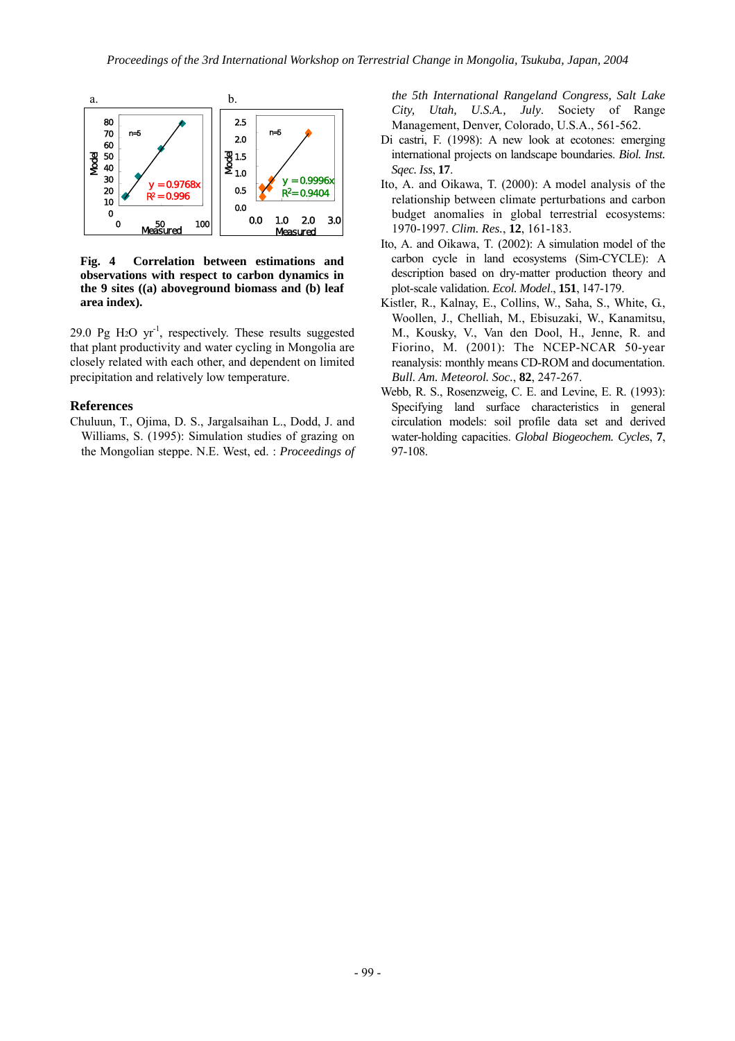a.

n=5

Model

80
70
60
50
40
30
20
10
0

0 50 100

Measured

$y = 0.9768x$
$R^2 = 0.996$

b.

n=5

Model

2.5
2.0
1.5
1.0
0.5
0.0

0.0 1.0 2.0 3.0

Measured

$y = 0.9996x$
$R^2 = 0.9404$

**Fig. 4 Correlation between estimations and observations with respect to carbon dynamics in the 9 sites ((a) aboveground biomass and (b) leaf area index).**

29.0 Pg $H_2O$ $yr^{-1}$, respectively. These results suggested that plant productivity and water cycling in Mongolia are closely related with each other, and dependent on limited precipitation and relatively low temperature.

## References

Chuluun, T., Ojima, D. S., Jargalsaihan L., Dodd, J. and Williams, S. (1995): Simulation studies of grazing on the Mongolian steppe. N.E. West, ed. : *Proceedings of the 5th International Rangeland Congress, Salt Lake City, Utah, U.S.A., July*. Society of Range Management, Denver, Colorado, U.S.A., 561-562.

Di castri, F. (1998): A new look at ecotones: emerging international projects on landscape boundaries. *Biol. Inst. Sqec. Iss*, **17**.

Ito, A. and Oikawa, T. (2000): A model analysis of the relationship between climate perturbations and carbon budget anomalies in global terrestrial ecosystems: 1970-1997. *Clim. Res.*, **12**, 161-183.

Ito, A. and Oikawa, T. (2002): A simulation model of the carbon cycle in land ecosystems (Sim-CYCLE): A description based on dry-matter production theory and plot-scale validation. *Ecol. Model.*, **151**, 147-179.

Kistler, R., Kalnay, E., Collins, W., Saha, S., White, G., Woollen, J., Chelliah, M., Ebisuzaki, W., Kanamitsu, M., Kousky, V., Van den Dool, H., Jenne, R. and Fiorino, M. (2001): The NCEP-NCAR 50-year reanalysis: monthly means CD-ROM and documentation. *Bull. Am. Meteorol. Soc.*, **82**, 247-267.

Webb, R. S., Rosenzweig, C. E. and Levine, E. R. (1993): Specifying land surface characteristics in general circulation models: soil profile data set and derived water-holding capacities. *Global Biogeochem. Cycles*, **7**, 97-108.